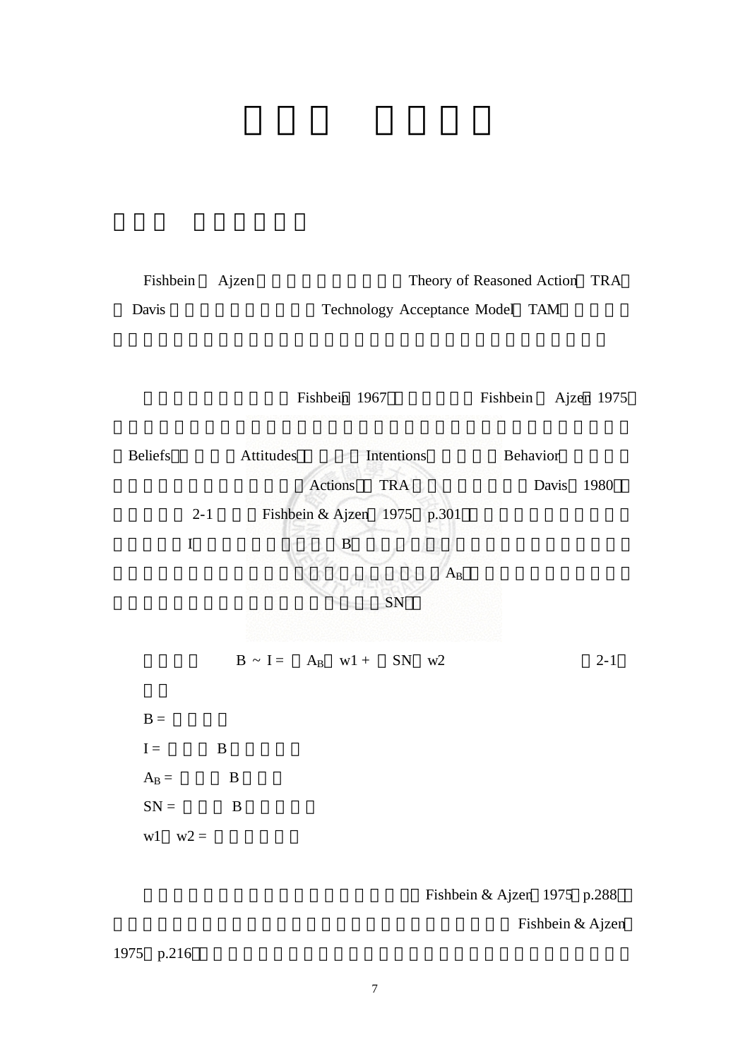Fishbein Ajzen Theory of Reasoned Action TRA

Davis Technology Acceptance Model TAM

Fishbein 1967 Fishbein Ajzen 1975

Beliefs Attitudes Intentions Behavior

Actions TRA Davis 1980

2-1 Fishbein & Ajzen 1975 p.301

I B

$A_B$

SN

$$B \sim I = (A_B)\, w1 + (SN)\, w2 \qquad (2\text{-}1)$$

B =

I = B

$A_B$ = B

SN = B

w1 w2 =

Fishbein & Ajzen 1975 p.288

Fishbein & Ajzen

1975 p.216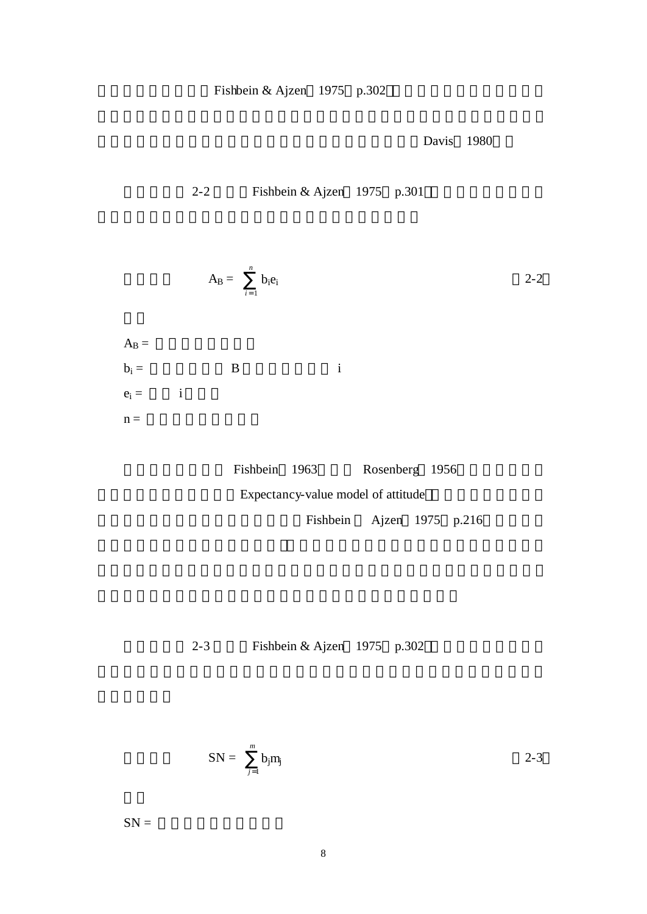Fishbein & Ajzen 1975 p.302

Davis 1980

2-2 Fishbein & Ajzen 1975 p.301

$$A_B = \sum_{i=1}^{n} b_i e_i \quad (2\text{-}2)$$

$A_B$ =

$b_i$ = B i

$e_i$ = i

n =

Fishbein 1963 Rosenberg 1956

Expectancy-value model of attitude

Fishbein Ajzen 1975 p.216

2-3 Fishbein & Ajzen 1975 p.302

$$SN = \sum_{j=1}^{m} b_j m_j \quad (2\text{-}3)$$

SN =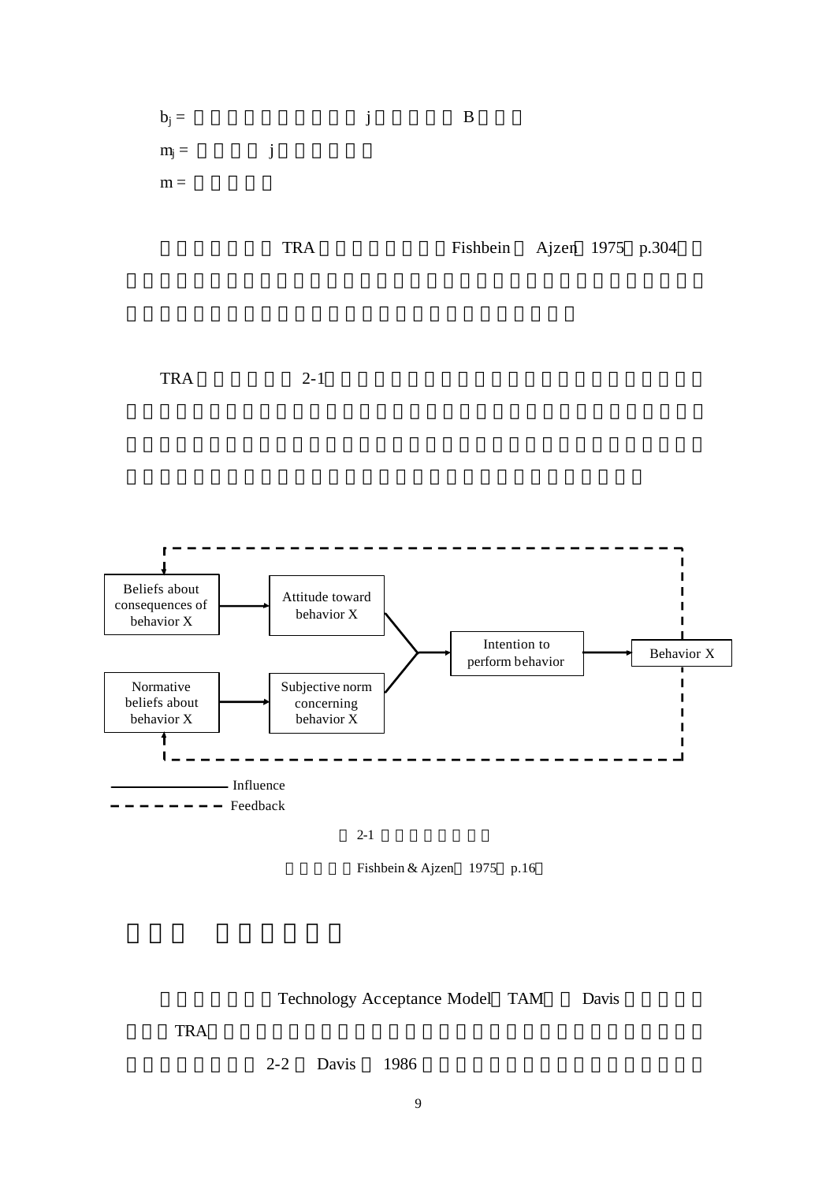$b_j$ = j B

$m_j$ = j

m =

TRA Fishbein Ajzen 1975 p.304

TRA 2-1

Beliefs about consequences of behavior X → Attitude toward behavior X

Normative beliefs about behavior X → Subjective norm concerning behavior X

Attitude toward behavior X, Subjective norm concerning behavior X → Intention to perform behavior → Behavior X

Behavior X ⇢ Beliefs about consequences of behavior X (Feedback)

Behavior X ⇢ Normative beliefs about behavior X (Feedback)

——— Influence

- - - - Feedback

2-1

Fishbein & Ajzen 1975 p.16

Technology Acceptance Model TAM Davis

TRA

2-2 Davis 1986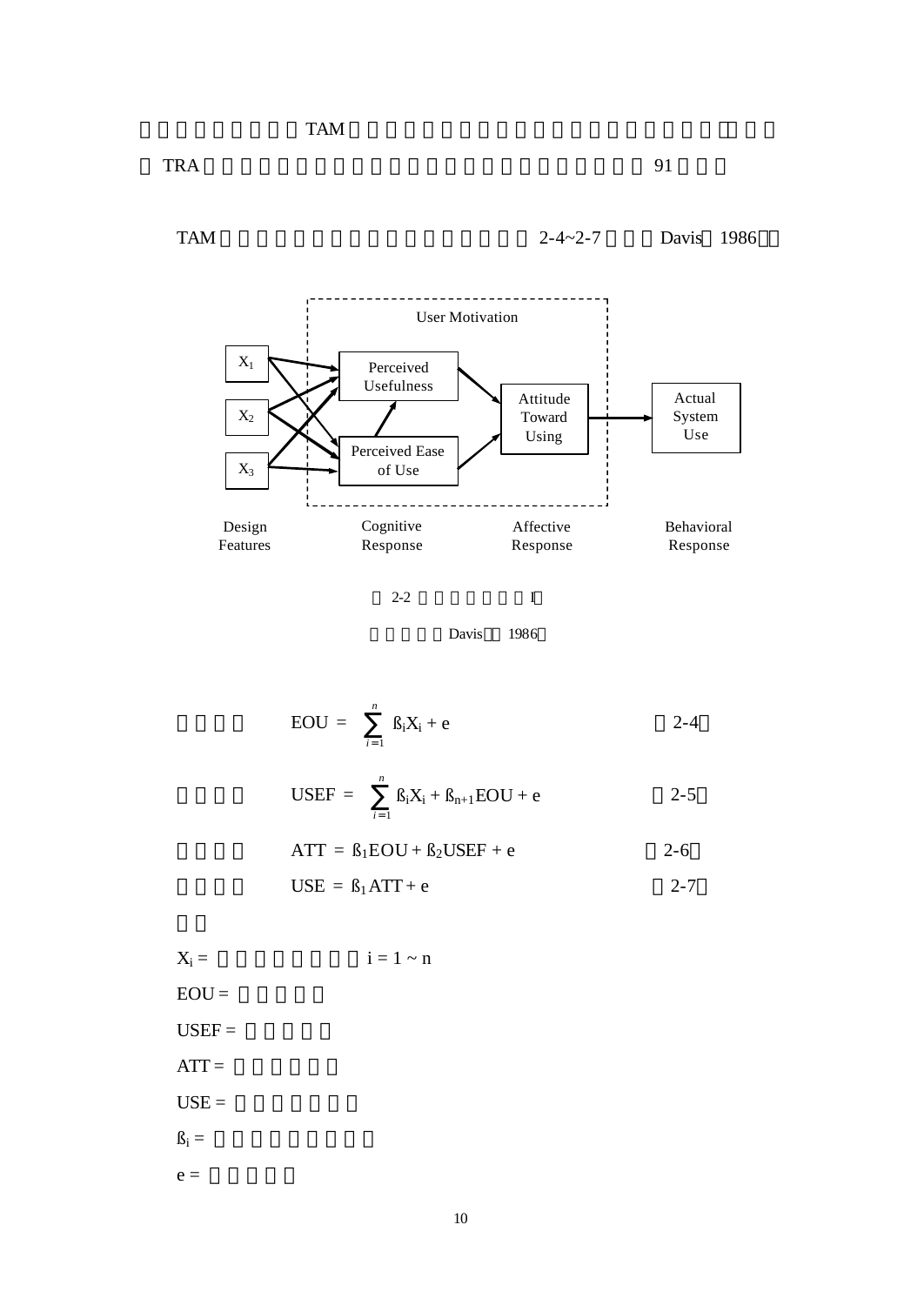TAM

TRA 91

TAM 2-4~2-7 Davis 1986

User Motivation

X1 → Perceived Usefulness, Perceived Ease of Use

X2

X3

Perceived Usefulness → Attitude Toward Using → Actual System Use

Perceived Ease of Use → Perceived Usefulness

Perceived Ease of Use → Attitude Toward Using

Design Features | Cognitive Response | Affective Response | Behavioral Response

2-2 1

Davis 1986

$$EOU = \sum_{i=1}^{n} ß_i X_i + e \qquad (2\text{-}4)$$

$$USEF = \sum_{i=1}^{n} ß_i X_i + ß_{n+1} EOU + e \qquad (2\text{-}5)$$

$$ATT = ß_1 EOU + ß_2 USEF + e \qquad (2\text{-}6)$$

$$USE = ß_1 ATT + e \qquad (2\text{-}7)$$

$X_i$ = i = 1 ~ n

EOU =

USEF =

ATT =

USE =

$ß_i$ =

e =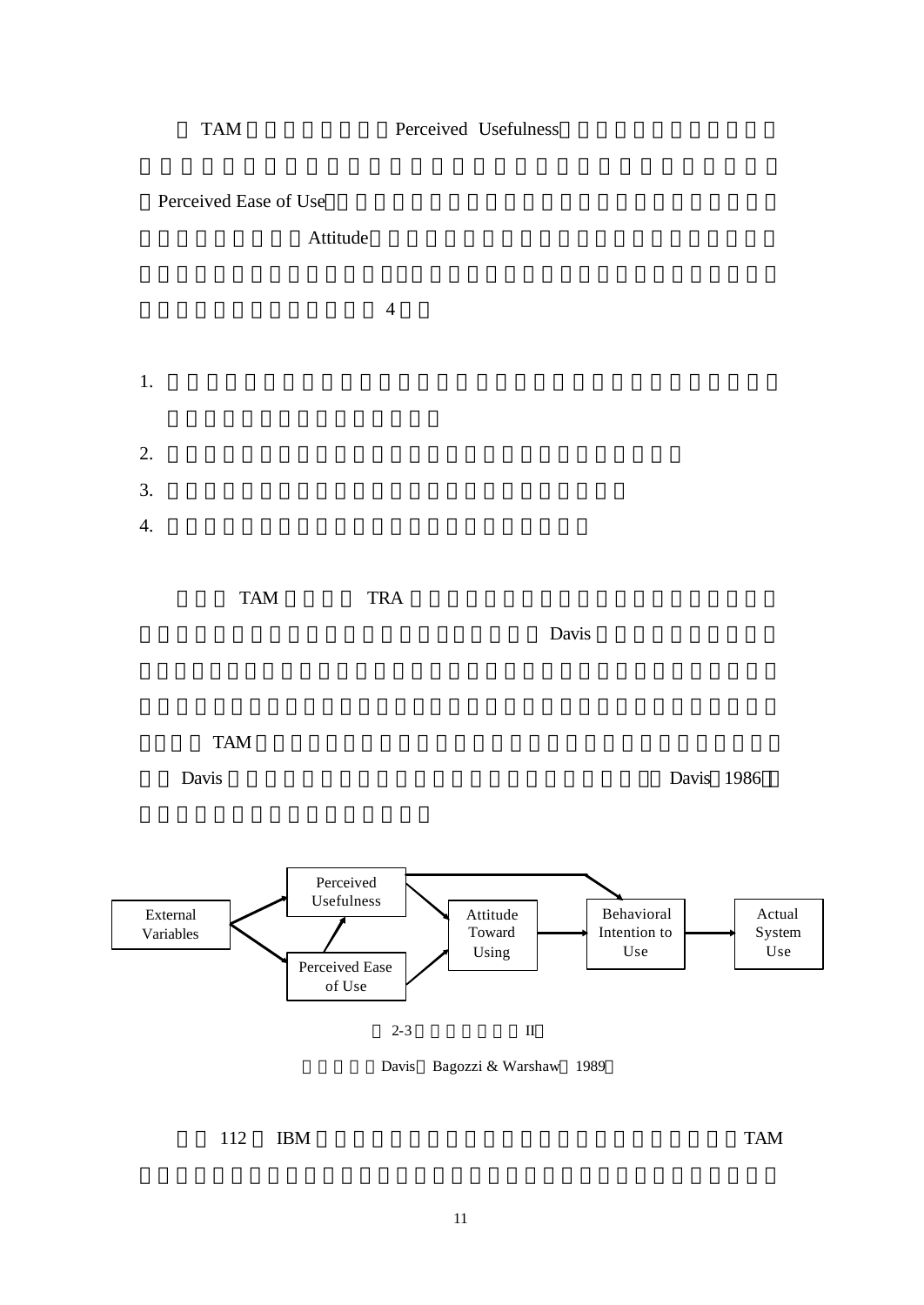TAM Perceived Usefulness

Perceived Ease of Use

Attitude

4

1.

2.

3.

4.

TAM TRA

Davis

TAM

Davis Davis 1986

External Variables

Perceived Usefulness

Perceived Ease of Use

Attitude Toward Using

Behavioral Intention to Use

Actual System Use

2-3 II

Davis Bagozzi & Warshaw 1989

112 IBM TAM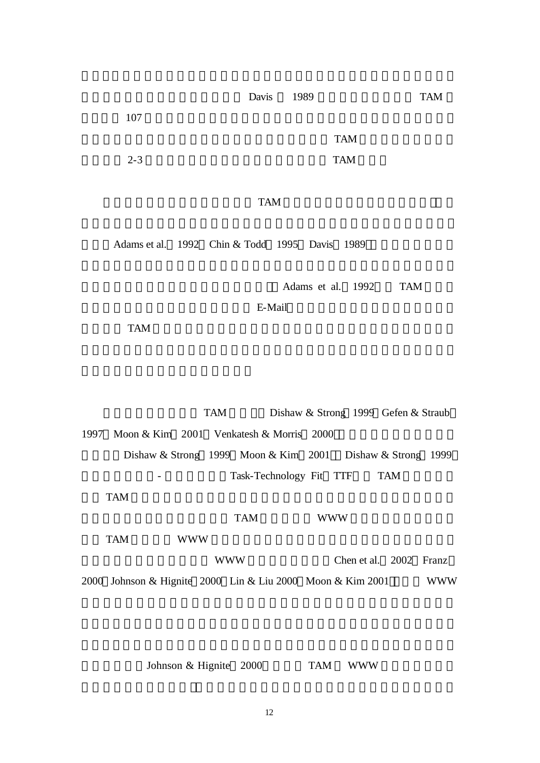Davis 1989 TAM

107

TAM

2-3 TAM

TAM

Adams et al. 1992 Chin & Todd 1995 Davis 1989

Adams et al. 1992 TAM

E-Mail

TAM

TAM Dishaw & Strong 1999 Gefen & Straub 1997 Moon & Kim 2001 Venkatesh & Morris 2000

Dishaw & Strong 1999 Moon & Kim 2001 Dishaw & Strong 1999

\- Task-Technology Fit TTF TAM

TAM

TAM WWW

TAM WWW

WWW Chen et al. 2002 Franz 2000 Johnson & Hignite 2000 Lin & Liu 2000 Moon & Kim 2001 WWW

Johnson & Hignite 2000 TAM WWW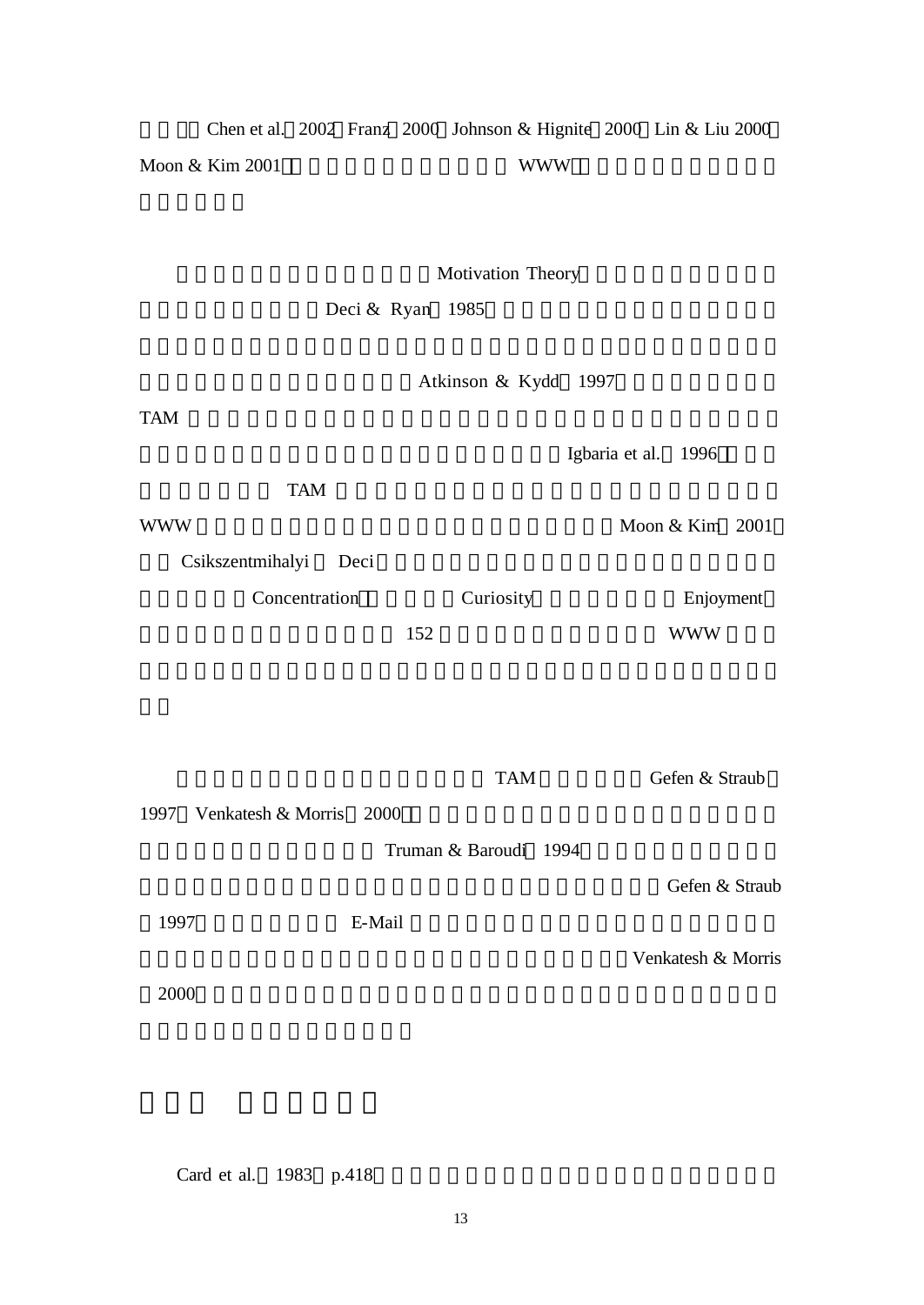Chen et al. 2002 Franz 2000 Johnson & Hignite 2000 Lin & Liu 2000 Moon & Kim 2001 WWW

Motivation Theory Deci & Ryan 1985 Atkinson & Kydd 1997 TAM Igbaria et al. 1996 TAM WWW Moon & Kim 2001 Csikszentmihalyi Deci Concentration Curiosity Enjoyment 152 WWW

TAM Gefen & Straub 1997 Venkatesh & Morris 2000 Truman & Baroudi 1994 Gefen & Straub 1997 E-Mail Venkatesh & Morris 2000

Card et al. 1983 p.418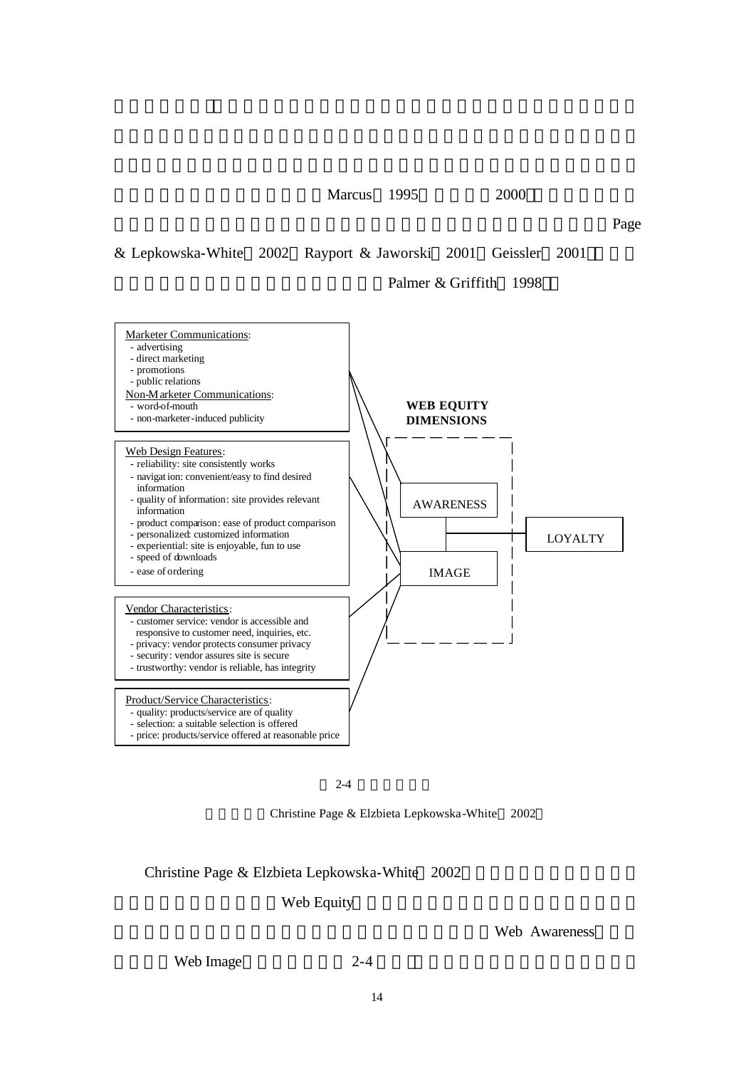Marcus（1995） 2000

Page & Lepkowska-White（2002）Rayport & Jaworski（2001）Geissler（2001）

Palmer & Griffith（1998）

**Marketer Communications:**
- advertising
- direct marketing
- promotions
- public relations

**Non-Marketer Communications:**
- word-of-mouth
- non-marketer-induced publicity

**Web Design Features:**
- reliability: site consistently works
- navigation: convenient/easy to find desired information
- quality of information: site provides relevant information
- product comparison: ease of product comparison
- personalized: customized information
- experiential: site is enjoyable, fun to use
- speed of downloads
- ease of ordering

**Vendor Characteristics:**
- customer service: vendor is accessible and responsive to customer need, inquiries, etc.
- privacy: vendor protects consumer privacy
- security: vendor assures site is secure
- trustworthy: vendor is reliable, has integrity

**Product/Service Characteristics:**
- quality: products/service are of quality
- selection: a suitable selection is offered
- price: products/service offered at reasonable price

**WEB EQUITY DIMENSIONS**

AWARENESS

IMAGE

LOYALTY

2-4

Christine Page & Elzbieta Lepkowska-White（2002）

Christine Page & Elzbieta Lepkowska-White（2002）

Web Equity

Web Awareness

Web Image 2-4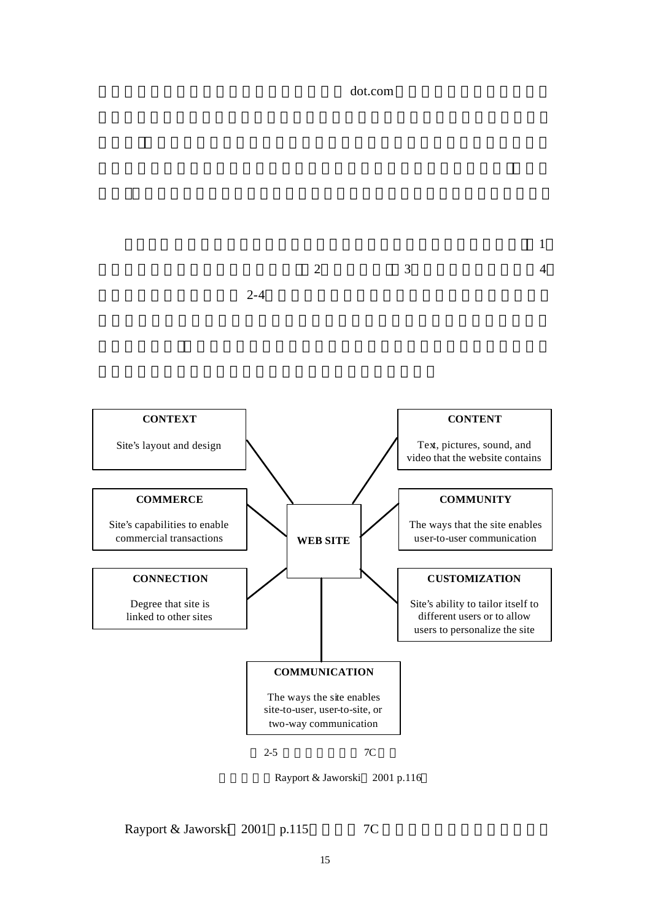dot.com

1

2 3 4

2-4

**CONTEXT**
Site's layout and design

**CONTENT**
Text, pictures, sound, and video that the website contains

**COMMERCE**
Site's capabilities to enable commercial transactions

**COMMUNITY**
The ways that the site enables user-to-user communication

**WEB SITE**

**CONNECTION**
Degree that site is linked to other sites

**CUSTOMIZATION**
Site's ability to tailor itself to different users or to allow users to personalize the site

**COMMUNICATION**
The ways the site enables site-to-user, user-to-site, or two-way communication

2-5 7C

Rayport & Jaworski 2001 p.116

Rayport & Jaworski 2001 p.115 7C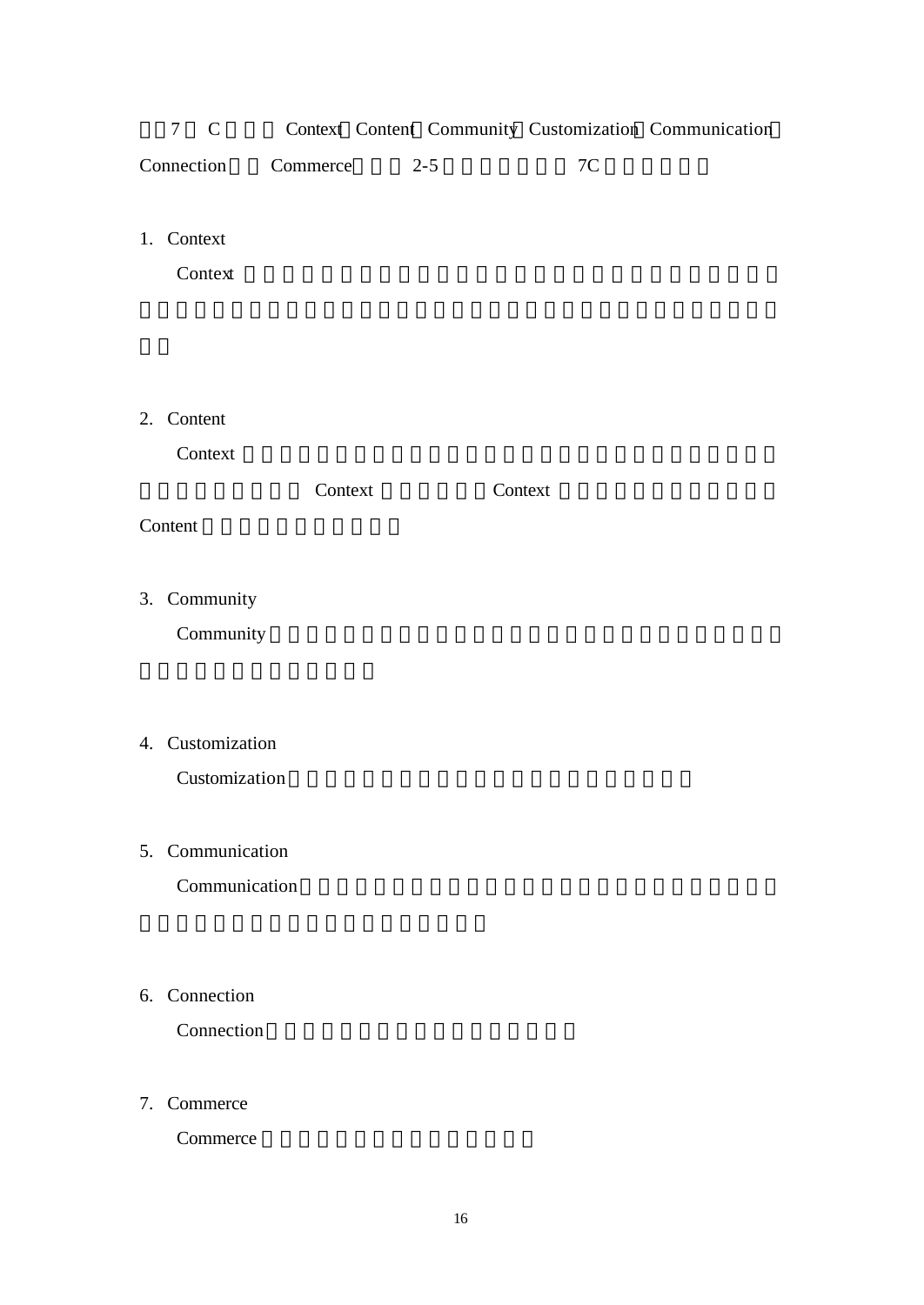7 C Context Content Community Customization Communication Connection Commerce 2-5 7C

1. Context

Context

2. Content

Context Context Context Content

3. Community

Community

4. Customization

Customization

5. Communication

Communication

6. Connection

Connection

7. Commerce

Commerce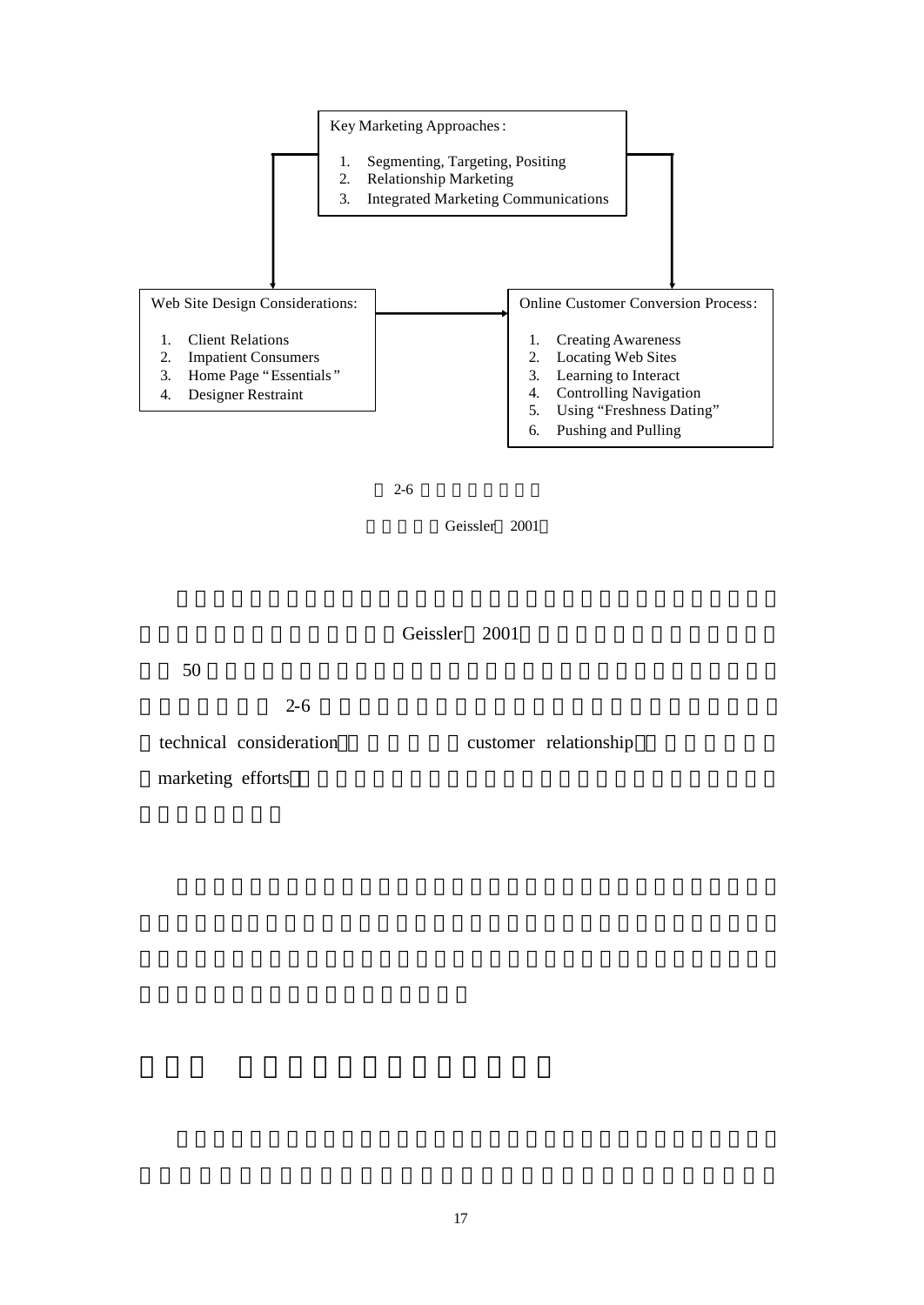**Key Marketing Approaches:**

1. Segmenting, Targeting, Positing
2. Relationship Marketing
3. Integrated Marketing Communications

**Web Site Design Considerations:**

1. Client Relations
2. Impatient Consumers
3. Home Page "Essentials"
4. Designer Restraint

**Online Customer Conversion Process:**

1. Creating Awareness
2. Locating Web Sites
3. Learning to Interact
4. Controlling Navigation
5. Using "Freshness Dating"
6. Pushing and Pulling

2-6

Geissler 2001

Geissler 2001

50

2-6

technical consideration customer relationship

marketing efforts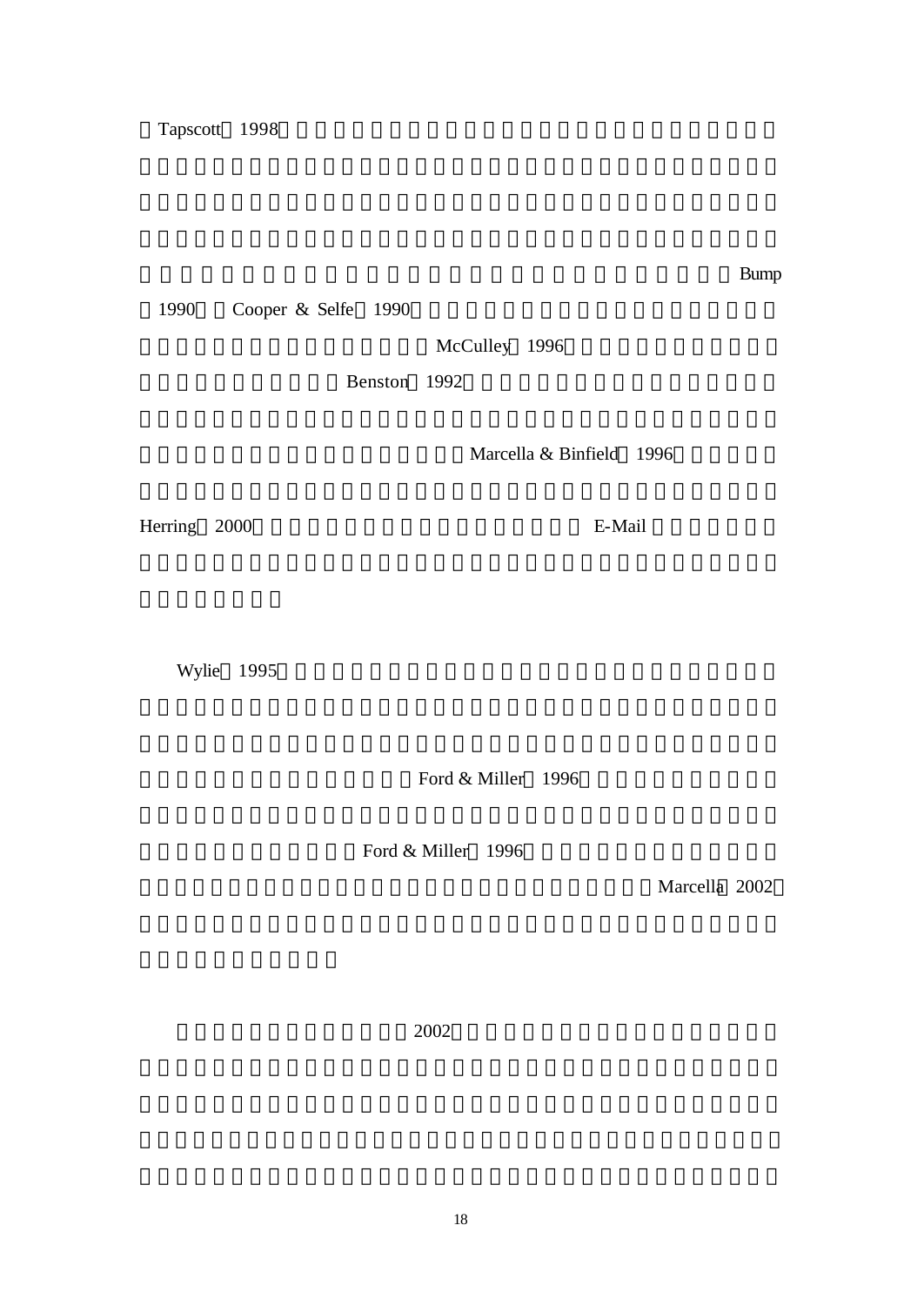Tapscott 1998 Bump 1990 Cooper & Selfe 1990 McCulley 1996 Benston 1992 Marcella & Binfield 1996 Herring 2000 E-Mail

Wylie 1995 Ford & Miller 1996 Ford & Miller 1996 Marcella 2002

2002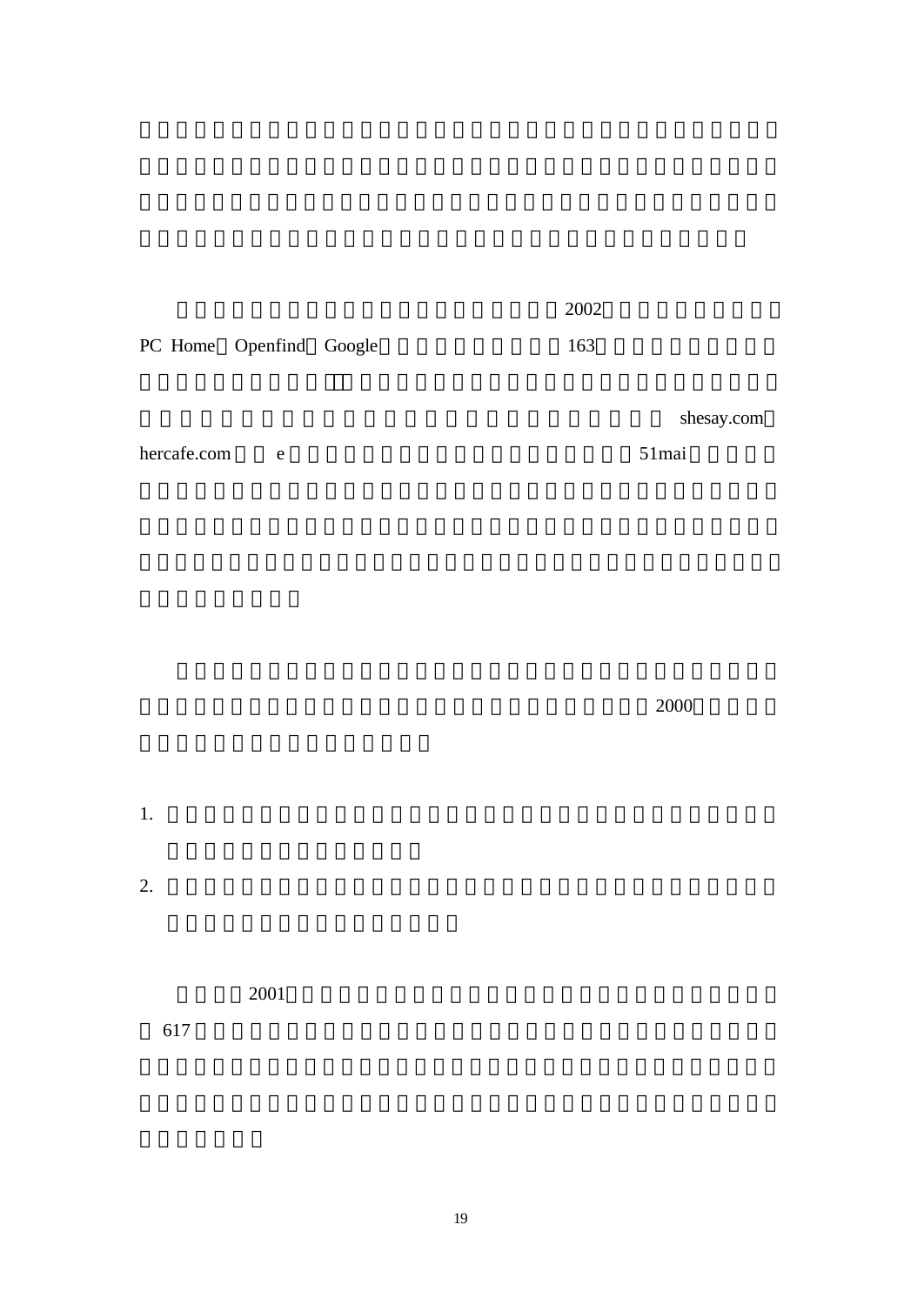2002

PC Home Openfind Google 163

shesay.com

hercafe.com e 51mai

2000

1.

2.

2001

617